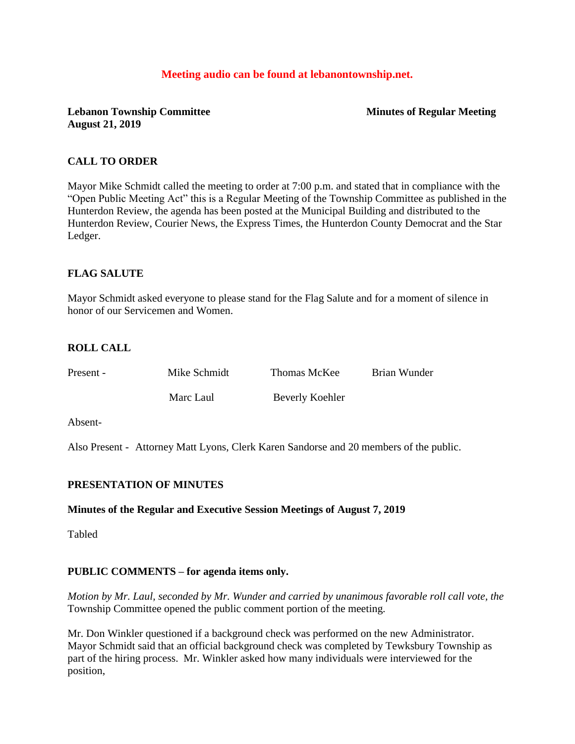**Meeting audio can be found at lebanontownship.net.**

**Lebanon Township Committee** **Minutes of Regular Meeting**
**August 21, 2019**

## CALL TO ORDER

Mayor Mike Schmidt called the meeting to order at 7:00 p.m. and stated that in compliance with the "Open Public Meeting Act" this is a Regular Meeting of the Township Committee as published in the Hunterdon Review, the agenda has been posted at the Municipal Building and distributed to the Hunterdon Review, Courier News, the Express Times, the Hunterdon County Democrat and the Star Ledger.

## FLAG SALUTE

Mayor Schmidt asked everyone to please stand for the Flag Salute and for a moment of silence in honor of our Servicemen and Women.

## ROLL CALL

| | | | |
|---|---|---|---|
| Present - | Mike Schmidt | Thomas McKee | Brian Wunder |
| | Marc Laul | Beverly Koehler | |

Absent-

Also Present - Attorney Matt Lyons, Clerk Karen Sandorse and 20 members of the public.

## PRESENTATION OF MINUTES

**Minutes of the Regular and Executive Session Meetings of August 7, 2019**

Tabled

## PUBLIC COMMENTS – for agenda items only.

*Motion by Mr. Laul, seconded by Mr. Wunder and carried by unanimous favorable roll call vote, the* Township Committee opened the public comment portion of the meeting.

Mr. Don Winkler questioned if a background check was performed on the new Administrator. Mayor Schmidt said that an official background check was completed by Tewksbury Township as part of the hiring process. Mr. Winkler asked how many individuals were interviewed for the position,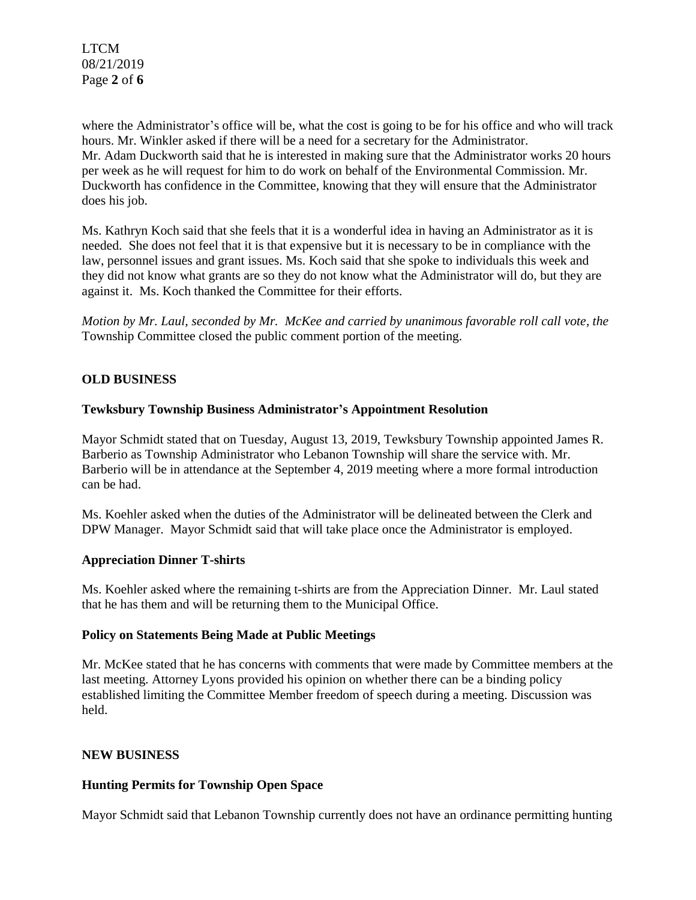where the Administrator's office will be, what the cost is going to be for his office and who will track hours. Mr. Winkler asked if there will be a need for a secretary for the Administrator.
Mr. Adam Duckworth said that he is interested in making sure that the Administrator works 20 hours per week as he will request for him to do work on behalf of the Environmental Commission. Mr. Duckworth has confidence in the Committee, knowing that they will ensure that the Administrator does his job.

Ms. Kathryn Koch said that she feels that it is a wonderful idea in having an Administrator as it is needed. She does not feel that it is that expensive but it is necessary to be in compliance with the law, personnel issues and grant issues. Ms. Koch said that she spoke to individuals this week and they did not know what grants are so they do not know what the Administrator will do, but they are against it. Ms. Koch thanked the Committee for their efforts.

*Motion by Mr. Laul, seconded by Mr. McKee and carried by unanimous favorable roll call vote, the* Township Committee closed the public comment portion of the meeting.

**OLD BUSINESS**

**Tewksbury Township Business Administrator's Appointment Resolution**

Mayor Schmidt stated that on Tuesday, August 13, 2019, Tewksbury Township appointed James R. Barberio as Township Administrator who Lebanon Township will share the service with. Mr. Barberio will be in attendance at the September 4, 2019 meeting where a more formal introduction can be had.

Ms. Koehler asked when the duties of the Administrator will be delineated between the Clerk and DPW Manager. Mayor Schmidt said that will take place once the Administrator is employed.

**Appreciation Dinner T-shirts**

Ms. Koehler asked where the remaining t-shirts are from the Appreciation Dinner. Mr. Laul stated that he has them and will be returning them to the Municipal Office.

**Policy on Statements Being Made at Public Meetings**

Mr. McKee stated that he has concerns with comments that were made by Committee members at the last meeting. Attorney Lyons provided his opinion on whether there can be a binding policy established limiting the Committee Member freedom of speech during a meeting. Discussion was held.

**NEW BUSINESS**

**Hunting Permits for Township Open Space**

Mayor Schmidt said that Lebanon Township currently does not have an ordinance permitting hunting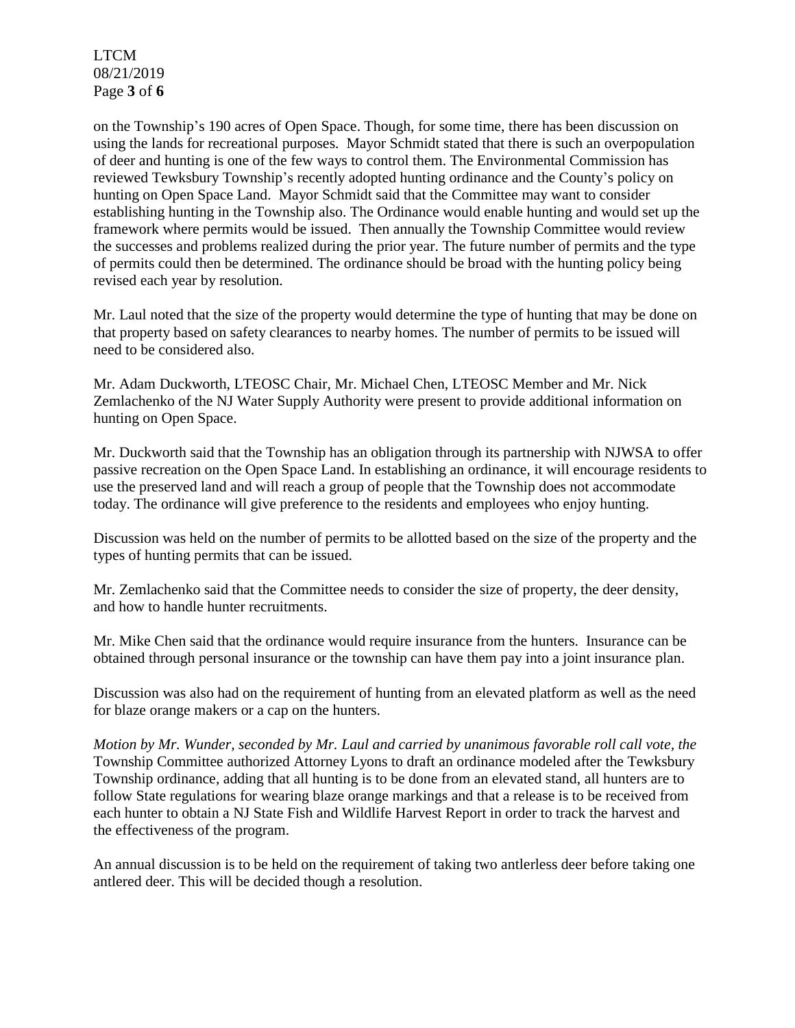on the Township's 190 acres of Open Space. Though, for some time, there has been discussion on using the lands for recreational purposes. Mayor Schmidt stated that there is such an overpopulation of deer and hunting is one of the few ways to control them. The Environmental Commission has reviewed Tewksbury Township's recently adopted hunting ordinance and the County's policy on hunting on Open Space Land. Mayor Schmidt said that the Committee may want to consider establishing hunting in the Township also. The Ordinance would enable hunting and would set up the framework where permits would be issued. Then annually the Township Committee would review the successes and problems realized during the prior year. The future number of permits and the type of permits could then be determined. The ordinance should be broad with the hunting policy being revised each year by resolution.

Mr. Laul noted that the size of the property would determine the type of hunting that may be done on that property based on safety clearances to nearby homes. The number of permits to be issued will need to be considered also.

Mr. Adam Duckworth, LTEOSC Chair, Mr. Michael Chen, LTEOSC Member and Mr. Nick Zemlachenko of the NJ Water Supply Authority were present to provide additional information on hunting on Open Space.

Mr. Duckworth said that the Township has an obligation through its partnership with NJWSA to offer passive recreation on the Open Space Land. In establishing an ordinance, it will encourage residents to use the preserved land and will reach a group of people that the Township does not accommodate today. The ordinance will give preference to the residents and employees who enjoy hunting.

Discussion was held on the number of permits to be allotted based on the size of the property and the types of hunting permits that can be issued.

Mr. Zemlachenko said that the Committee needs to consider the size of property, the deer density, and how to handle hunter recruitments.

Mr. Mike Chen said that the ordinance would require insurance from the hunters. Insurance can be obtained through personal insurance or the township can have them pay into a joint insurance plan.

Discussion was also had on the requirement of hunting from an elevated platform as well as the need for blaze orange makers or a cap on the hunters.

*Motion by Mr. Wunder, seconded by Mr. Laul and carried by unanimous favorable roll call vote, the* Township Committee authorized Attorney Lyons to draft an ordinance modeled after the Tewksbury Township ordinance, adding that all hunting is to be done from an elevated stand, all hunters are to follow State regulations for wearing blaze orange markings and that a release is to be received from each hunter to obtain a NJ State Fish and Wildlife Harvest Report in order to track the harvest and the effectiveness of the program.

An annual discussion is to be held on the requirement of taking two antlerless deer before taking one antlered deer. This will be decided though a resolution.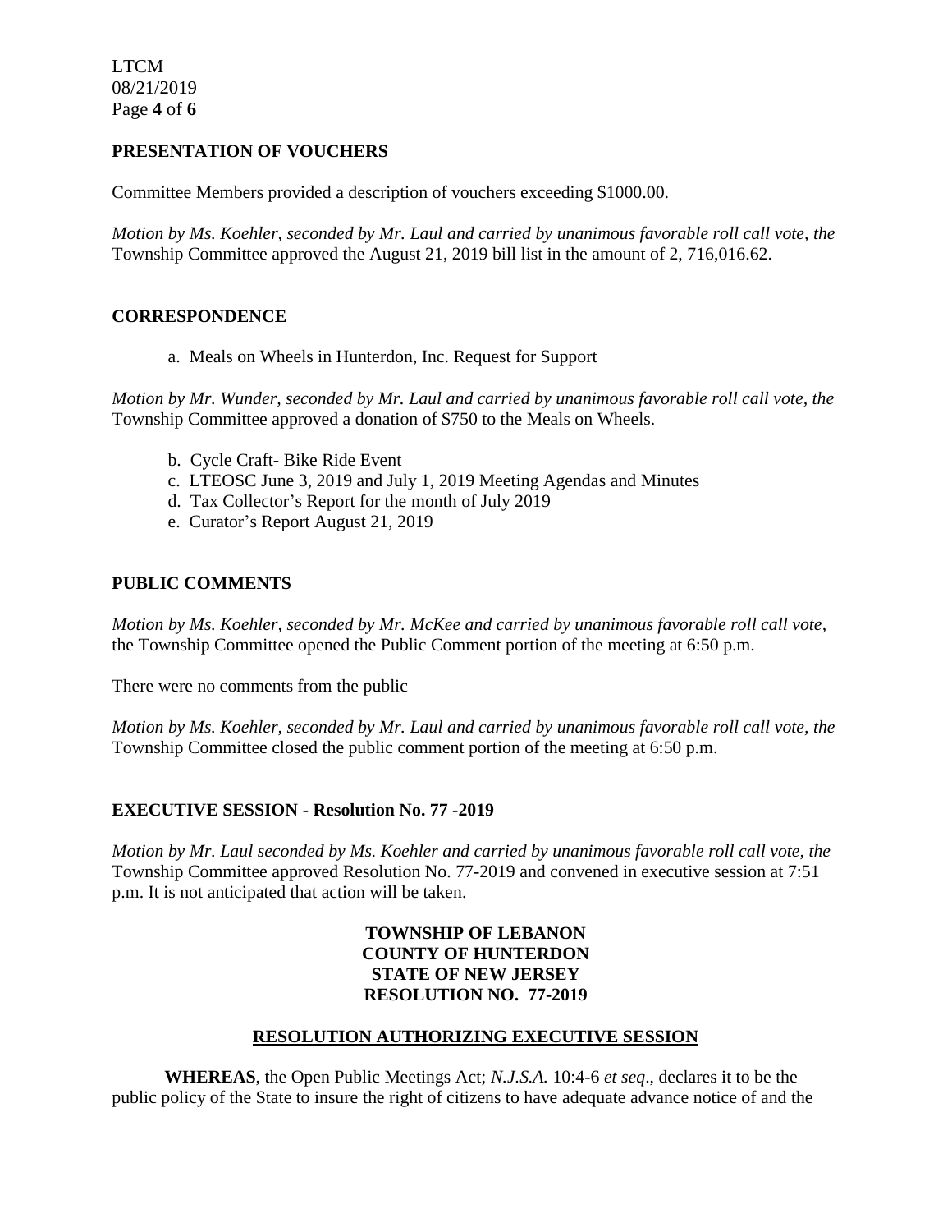## PRESENTATION OF VOUCHERS

Committee Members provided a description of vouchers exceeding $1000.00.

*Motion by Ms. Koehler, seconded by Mr. Laul and carried by unanimous favorable roll call vote, the* Township Committee approved the August 21, 2019 bill list in the amount of 2, 716,016.62.

## CORRESPONDENCE

a. Meals on Wheels in Hunterdon, Inc. Request for Support

*Motion by Mr. Wunder, seconded by Mr. Laul and carried by unanimous favorable roll call vote, the* Township Committee approved a donation of $750 to the Meals on Wheels.

b. Cycle Craft- Bike Ride Event
c. LTEOSC June 3, 2019 and July 1, 2019 Meeting Agendas and Minutes
d. Tax Collector's Report for the month of July 2019
e. Curator's Report August 21, 2019

## PUBLIC COMMENTS

*Motion by Ms. Koehler, seconded by Mr. McKee and carried by unanimous favorable roll call vote,* the Township Committee opened the Public Comment portion of the meeting at 6:50 p.m.

There were no comments from the public

*Motion by Ms. Koehler, seconded by Mr. Laul and carried by unanimous favorable roll call vote, the* Township Committee closed the public comment portion of the meeting at 6:50 p.m.

## EXECUTIVE SESSION - Resolution No. 77 -2019

*Motion by Mr. Laul seconded by Ms. Koehler and carried by unanimous favorable roll call vote, the* Township Committee approved Resolution No. 77-2019 and convened in executive session at 7:51 p.m. It is not anticipated that action will be taken.

**TOWNSHIP OF LEBANON**
**COUNTY OF HUNTERDON**
**STATE OF NEW JERSEY**
**RESOLUTION NO. 77-2019**

**RESOLUTION AUTHORIZING EXECUTIVE SESSION**

**WHEREAS**, the Open Public Meetings Act; *N.J.S.A.* 10:4-6 *et seq*., declares it to be the public policy of the State to insure the right of citizens to have adequate advance notice of and the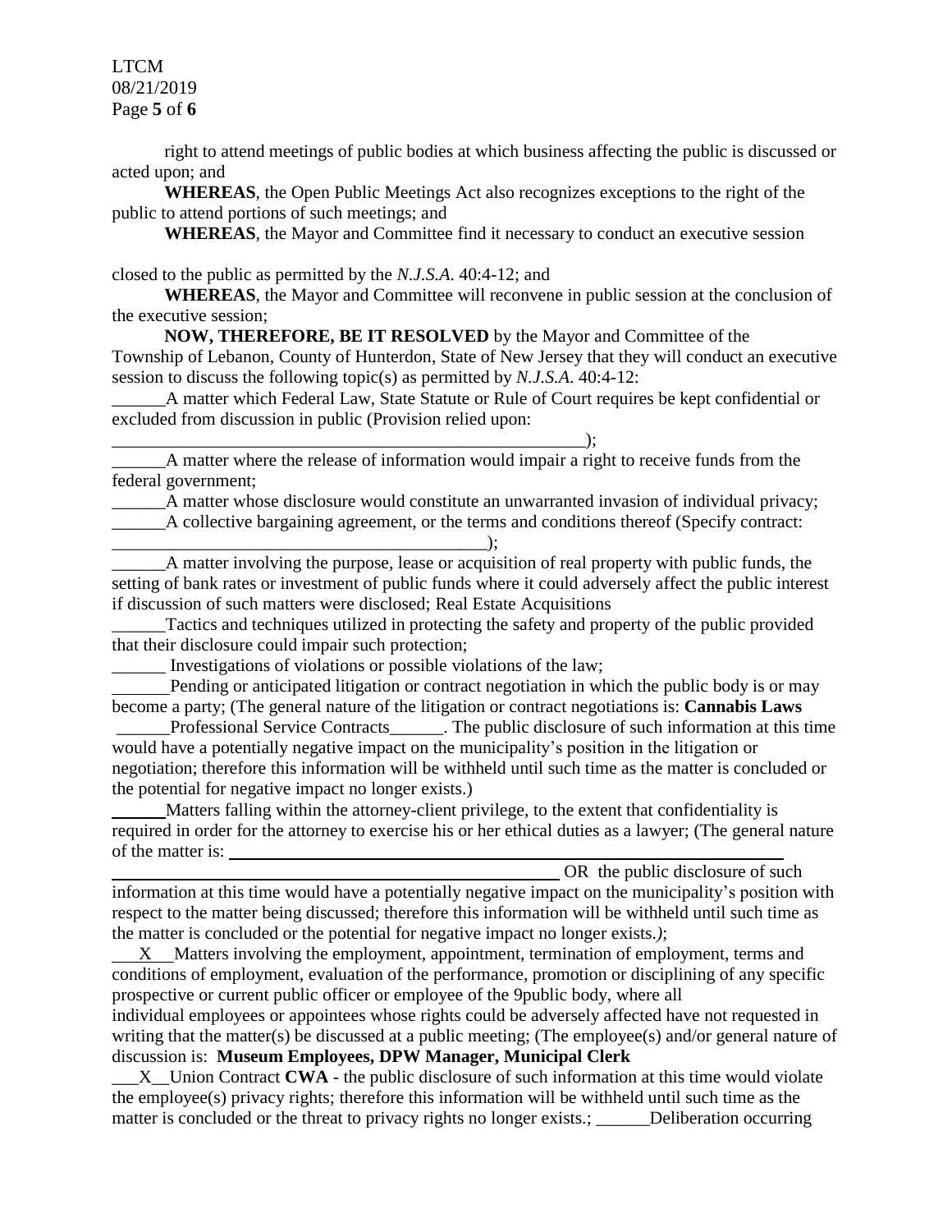right to attend meetings of public bodies at which business affecting the public is discussed or acted upon; and

**WHEREAS**, the Open Public Meetings Act also recognizes exceptions to the right of the public to attend portions of such meetings; and

**WHEREAS**, the Mayor and Committee find it necessary to conduct an executive session closed to the public as permitted by the *N.J.S.A.* 40:4-12; and

**WHEREAS**, the Mayor and Committee will reconvene in public session at the conclusion of the executive session;

**NOW, THEREFORE, BE IT RESOLVED** by the Mayor and Committee of the Township of Lebanon, County of Hunterdon, State of New Jersey that they will conduct an executive session to discuss the following topic(s) as permitted by *N.J.S.A.* 40:4-12:

______A matter which Federal Law, State Statute or Rule of Court requires be kept confidential or excluded from discussion in public (Provision relied upon: _______________________________________________________);

______A matter where the release of information would impair a right to receive funds from the federal government;

______A matter whose disclosure would constitute an unwarranted invasion of individual privacy;

______A collective bargaining agreement, or the terms and conditions thereof (Specify contract: ___________________________________________);

______A matter involving the purpose, lease or acquisition of real property with public funds, the setting of bank rates or investment of public funds where it could adversely affect the public interest if discussion of such matters were disclosed; Real Estate Acquisitions

______Tactics and techniques utilized in protecting the safety and property of the public provided that their disclosure could impair such protection;

______ Investigations of violations or possible violations of the law;

______Pending or anticipated litigation or contract negotiation in which the public body is or may become a party; (The general nature of the litigation or contract negotiations is: **Cannabis Laws**

______Professional Service Contracts______. The public disclosure of such information at this time would have a potentially negative impact on the municipality's position in the litigation or negotiation; therefore this information will be withheld until such time as the matter is concluded or the potential for negative impact no longer exists.)

______Matters falling within the attorney-client privilege, to the extent that confidentiality is required in order for the attorney to exercise his or her ethical duties as a lawyer; (The general nature of the matter is: ____________________________________________________________ OR the public disclosure of such information at this time would have a potentially negative impact on the municipality's position with respect to the matter being discussed; therefore this information will be withheld until such time as the matter is concluded or the potential for negative impact no longer exists.*)*;

\_\_\_X\_\_\_Matters involving the employment, appointment, termination of employment, terms and conditions of employment, evaluation of the performance, promotion or disciplining of any specific prospective or current public officer or employee of the 9public body, where all individual employees or appointees whose rights could be adversely affected have not requested in writing that the matter(s) be discussed at a public meeting; (The employee(s) and/or general nature of discussion is: **Museum Employees, DPW Manager, Municipal Clerk**

\_\_\_X\_\_Union Contract **CWA** - the public disclosure of such information at this time would violate the employee(s) privacy rights; therefore this information will be withheld until such time as the matter is concluded or the threat to privacy rights no longer exists.; ______Deliberation occurring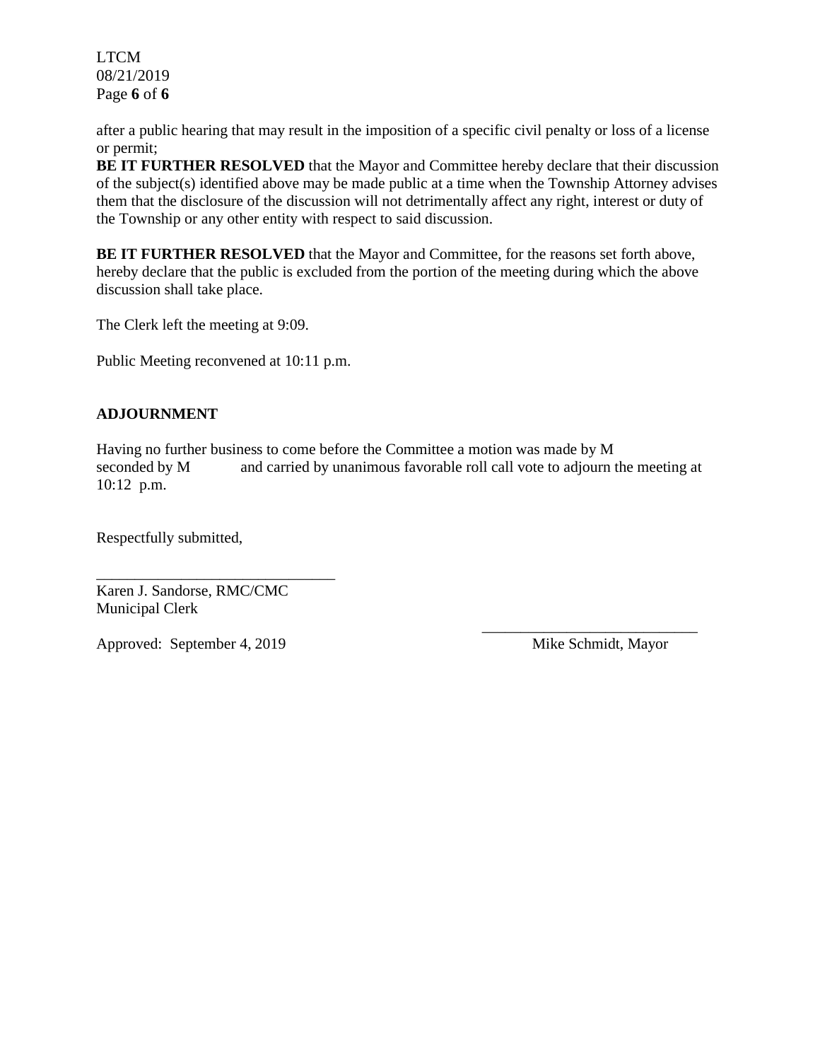after a public hearing that may result in the imposition of a specific civil penalty or loss of a license or permit;

**BE IT FURTHER RESOLVED** that the Mayor and Committee hereby declare that their discussion of the subject(s) identified above may be made public at a time when the Township Attorney advises them that the disclosure of the discussion will not detrimentally affect any right, interest or duty of the Township or any other entity with respect to said discussion.

**BE IT FURTHER RESOLVED** that the Mayor and Committee, for the reasons set forth above, hereby declare that the public is excluded from the portion of the meeting during which the above discussion shall take place.

The Clerk left the meeting at 9:09.

Public Meeting reconvened at 10:11 p.m.

**ADJOURNMENT**

Having no further business to come before the Committee a motion was made by M seconded by M and carried by unanimous favorable roll call vote to adjourn the meeting at 10:12 p.m.

Respectfully submitted,

_______________________________

Karen J. Sandorse, RMC/CMC
Municipal Clerk

Approved: September 4, 2019

_______________________________

Mike Schmidt, Mayor